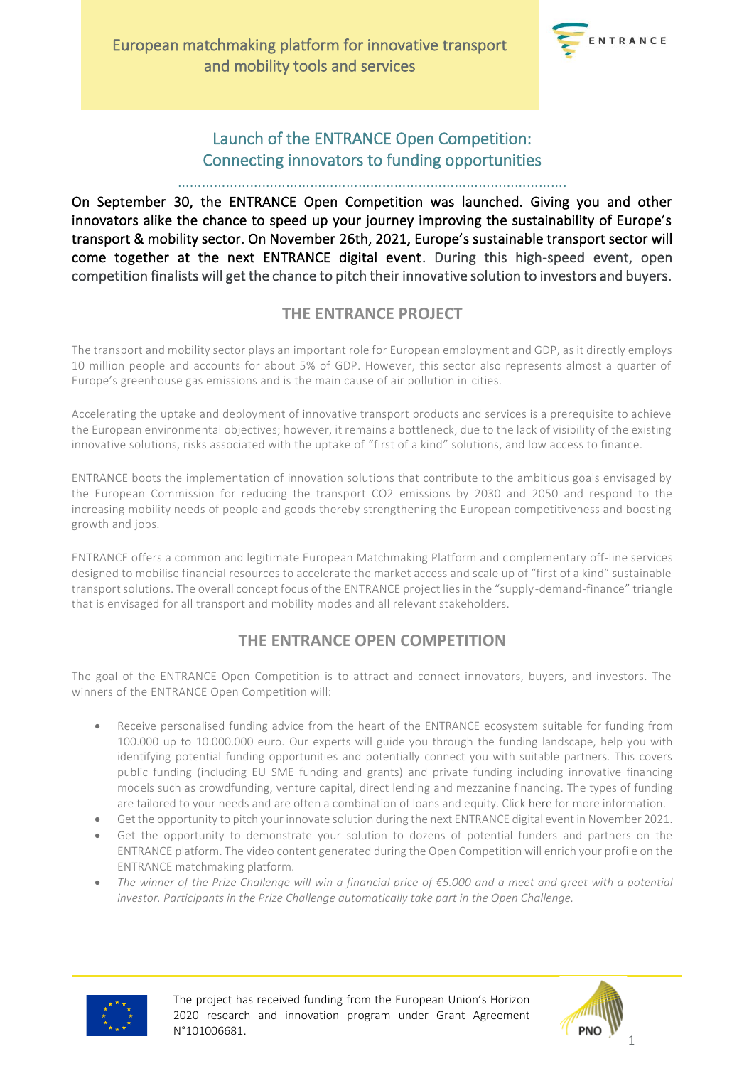European matchmaking platform for innovative transport and mobility tools and services

# Launch of the ENTRANCE Open Competition: Connecting innovators to funding opportunities

**On September 30, the ENTRANCE Open Competition was launched. Giving you and other innovators alike the chance to speed up your journey improving the sustainability of Europe's transport & mobility sector. On November 26th, 2021, Europe's sustainable transport sector will come together at the next ENTRANCE digital event.** During this high-speed event, open competition finalists will get the chance to pitch their innovative solution to investors and buyers.

## THE ENTRANCE PROJECT

The transport and mobility sector plays an important role for European employment and GDP, as it directly employs 10 million people and accounts for about 5% of GDP. However, this sector also represents almost a quarter of Europe's greenhouse gas emissions and is the main cause of air pollution in cities.

Accelerating the uptake and deployment of innovative transport products and services is a prerequisite to achieve the European environmental objectives; however, it remains a bottleneck, due to the lack of visibility of the existing innovative solutions, risks associated with the uptake of "first of a kind" solutions, and low access to finance.

ENTRANCE boots the implementation of innovation solutions that contribute to the ambitious goals envisaged by the European Commission for reducing the transport CO2 emissions by 2030 and 2050 and respond to the increasing mobility needs of people and goods thereby strengthening the European competitiveness and boosting growth and jobs.

ENTRANCE offers a common and legitimate European Matchmaking Platform and complementary off-line services designed to mobilise financial resources to accelerate the market access and scale up of "first of a kind" sustainable transport solutions. The overall concept focus of the ENTRANCE project lies in the "supply-demand-finance" triangle that is envisaged for all transport and mobility modes and all relevant stakeholders.

## THE ENTRANCE OPEN COMPETITION

The goal of the ENTRANCE Open Competition is to attract and connect innovators, buyers, and investors. The winners of the ENTRANCE Open Competition will:

- Receive personalised funding advice from the heart of the ENTRANCE ecosystem suitable for funding from 100.000 up to 10.000.000 euro. Our experts will guide you through the funding landscape, help you with identifying potential funding opportunities and potentially connect you with suitable partners. This covers public funding (including EU SME funding and grants) and private funding including innovative financing models such as crowdfunding, venture capital, direct lending and mezzanine financing. The types of funding are tailored to your needs and are often a combination of loans and equity. Click here for more information.
- Get the opportunity to pitch your innovate solution during the next ENTRANCE digital event in November 2021.
- Get the opportunity to demonstrate your solution to dozens of potential funders and partners on the ENTRANCE platform. The video content generated during the Open Competition will enrich your profile on the ENTRANCE matchmaking platform.
- *The winner of the Prize Challenge will win a financial price of €5.000 and a meet and greet with a potential investor. Participants in the Prize Challenge automatically take part in the Open Challenge.*

The project has received funding from the European Union's Horizon 2020 research and innovation program under Grant Agreement N°101006681.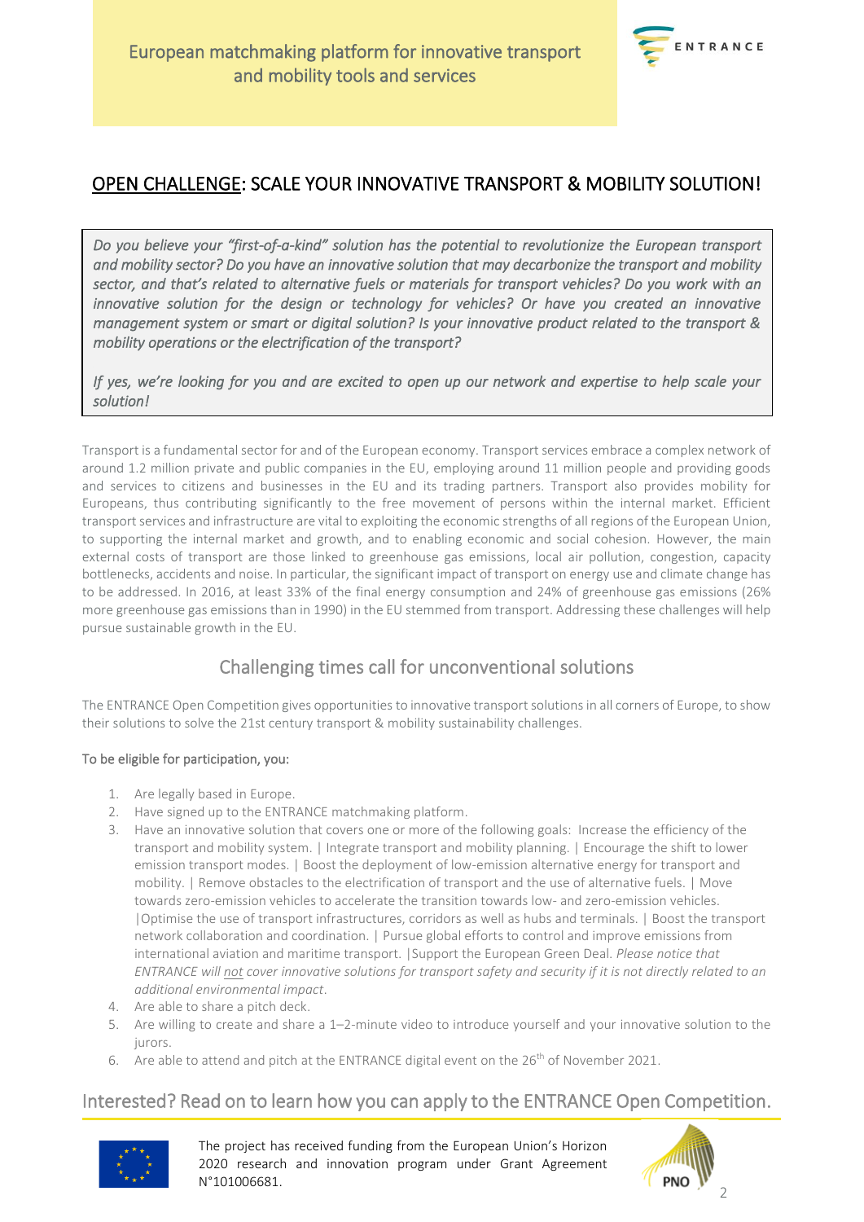## OPEN CHALLENGE: SCALE YOUR INNOVATIVE TRANSPORT & MOBILITY SOLUTION!

*Do you believe your "first-of-a-kind" solution has the potential to revolutionize the European transport and mobility sector? Do you have an innovative solution that may decarbonize the transport and mobility sector, and that's related to alternative fuels or materials for transport vehicles? Do you work with an innovative solution for the design or technology for vehicles? Or have you created an innovative management system or smart or digital solution? Is your innovative product related to the transport & mobility operations or the electrification of the transport?*

*If yes, we're looking for you and are excited to open up our network and expertise to help scale your solution!*

Transport is a fundamental sector for and of the European economy. Transport services embrace a complex network of around 1.2 million private and public companies in the EU, employing around 11 million people and providing goods and services to citizens and businesses in the EU and its trading partners. Transport also provides mobility for Europeans, thus contributing significantly to the free movement of persons within the internal market. Efficient transport services and infrastructure are vital to exploiting the economic strengths of all regions of the European Union, to supporting the internal market and growth, and to enabling economic and social cohesion. However, the main external costs of transport are those linked to greenhouse gas emissions, local air pollution, congestion, capacity bottlenecks, accidents and noise. In particular, the significant impact of transport on energy use and climate change has to be addressed. In 2016, at least 33% of the final energy consumption and 24% of greenhouse gas emissions (26% more greenhouse gas emissions than in 1990) in the EU stemmed from transport. Addressing these challenges will help pursue sustainable growth in the EU.

## Challenging times call for unconventional solutions

The ENTRANCE Open Competition gives opportunities to innovative transport solutions in all corners of Europe, to show their solutions to solve the 21st century transport & mobility sustainability challenges.

To be eligible for participation, you:

1. Are legally based in Europe.
2. Have signed up to the ENTRANCE matchmaking platform.
3. Have an innovative solution that covers one or more of the following goals: Increase the efficiency of the transport and mobility system. | Integrate transport and mobility planning. | Encourage the shift to lower emission transport modes. | Boost the deployment of low-emission alternative energy for transport and mobility. | Remove obstacles to the electrification of transport and the use of alternative fuels. | Move towards zero-emission vehicles to accelerate the transition towards low- and zero-emission vehicles. |Optimise the use of transport infrastructures, corridors as well as hubs and terminals. | Boost the transport network collaboration and coordination. | Pursue global efforts to control and improve emissions from international aviation and maritime transport. |Support the European Green Deal. *Please notice that ENTRANCE will not cover innovative solutions for transport safety and security if it is not directly related to an additional environmental impact.*
4. Are able to share a pitch deck.
5. Are willing to create and share a 1–2-minute video to introduce yourself and your innovative solution to the jurors.
6. Are able to attend and pitch at the ENTRANCE digital event on the 26th of November 2021.

## Interested? Read on to learn how you can apply to the ENTRANCE Open Competition.

The project has received funding from the European Union's Horizon 2020 research and innovation program under Grant Agreement N°101006681.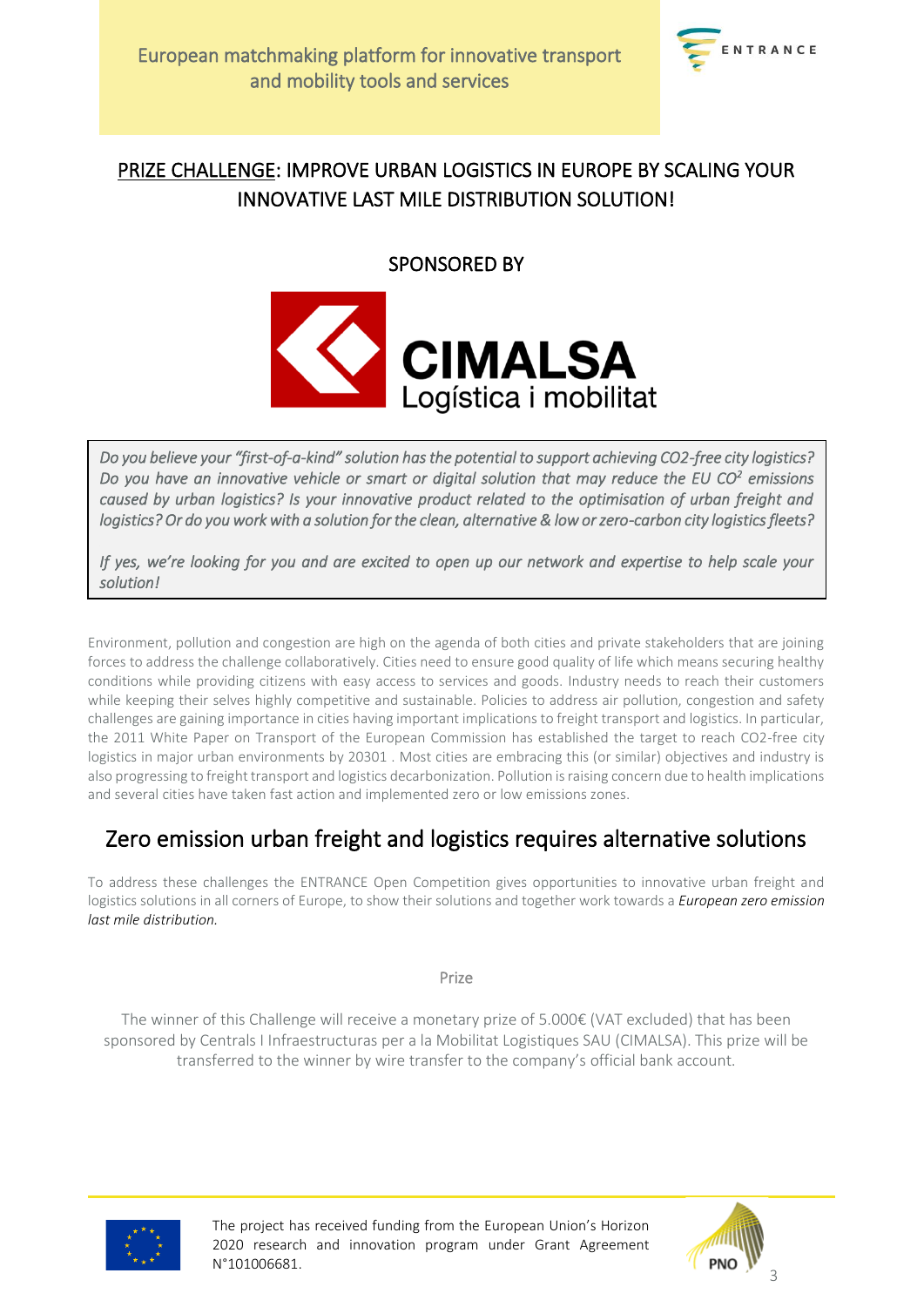European matchmaking platform for innovative transport and mobility tools and services

## PRIZE CHALLENGE: IMPROVE URBAN LOGISTICS IN EUROPE BY SCALING YOUR INNOVATIVE LAST MILE DISTRIBUTION SOLUTION!

SPONSORED BY

CIMALSA Logística i mobilitat

*Do you believe your "first-of-a-kind" solution has the potential to support achieving CO2-free city logistics? Do you have an innovative vehicle or smart or digital solution that may reduce the EU $CO^2$ emissions caused by urban logistics? Is your innovative product related to the optimisation of urban freight and logistics? Or do you work with a solution for the clean, alternative & low or zero-carbon city logistics fleets?*

*If yes, we're looking for you and are excited to open up our network and expertise to help scale your solution!*

Environment, pollution and congestion are high on the agenda of both cities and private stakeholders that are joining forces to address the challenge collaboratively. Cities need to ensure good quality of life which means securing healthy conditions while providing citizens with easy access to services and goods. Industry needs to reach their customers while keeping their selves highly competitive and sustainable. Policies to address air pollution, congestion and safety challenges are gaining importance in cities having important implications to freight transport and logistics. In particular, the 2011 White Paper on Transport of the European Commission has established the target to reach CO2-free city logistics in major urban environments by 20301 . Most cities are embracing this (or similar) objectives and industry is also progressing to freight transport and logistics decarbonization. Pollution is raising concern due to health implications and several cities have taken fast action and implemented zero or low emissions zones.

## Zero emission urban freight and logistics requires alternative solutions

To address these challenges the ENTRANCE Open Competition gives opportunities to innovative urban freight and logistics solutions in all corners of Europe, to show their solutions and together work towards a ***European zero emission last mile distribution.***

Prize

The winner of this Challenge will receive a monetary prize of 5.000€ (VAT excluded) that has been sponsored by Centrals I Infraestructuras per a la Mobilitat Logistiques SAU (CIMALSA). This prize will be transferred to the winner by wire transfer to the company's official bank account.

The project has received funding from the European Union's Horizon 2020 research and innovation program under Grant Agreement N°101006681.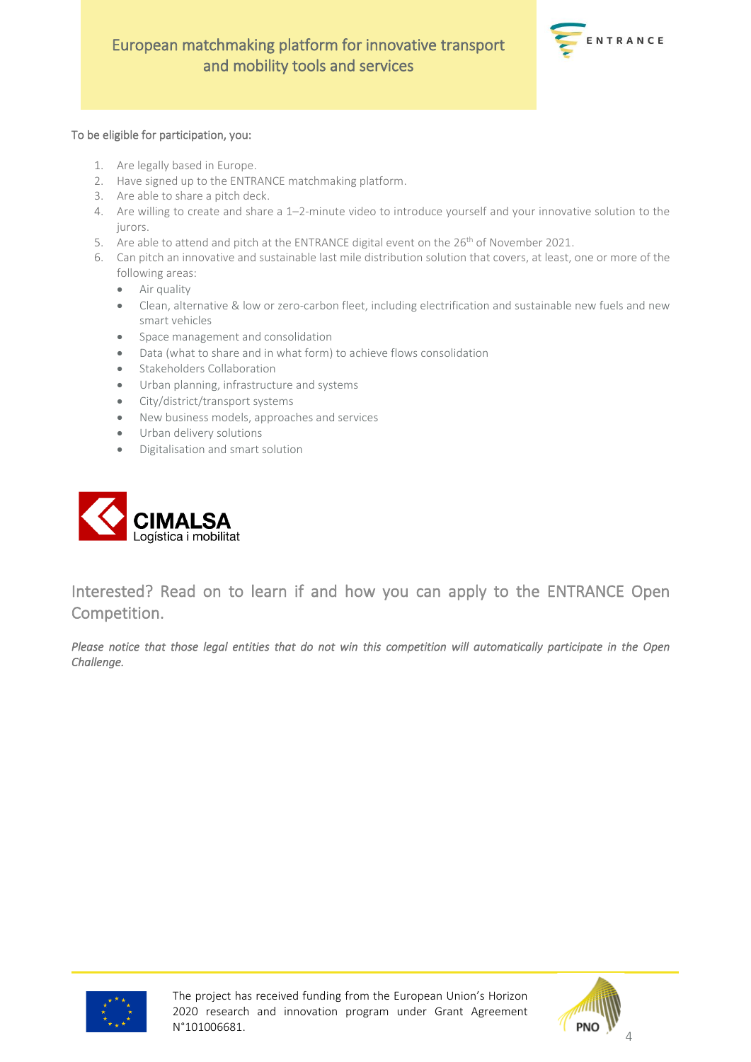To be eligible for participation, you:

1. Are legally based in Europe.
2. Have signed up to the ENTRANCE matchmaking platform.
3. Are able to share a pitch deck.
4. Are willing to create and share a 1–2-minute video to introduce yourself and your innovative solution to the jurors.
5. Are able to attend and pitch at the ENTRANCE digital event on the 26th of November 2021.
6. Can pitch an innovative and sustainable last mile distribution solution that covers, at least, one or more of the following areas:
    - Air quality
    - Clean, alternative & low or zero-carbon fleet, including electrification and sustainable new fuels and new smart vehicles
    - Space management and consolidation
    - Data (what to share and in what form) to achieve flows consolidation
    - Stakeholders Collaboration
    - Urban planning, infrastructure and systems
    - City/district/transport systems
    - New business models, approaches and services
    - Urban delivery solutions
    - Digitalisation and smart solution

## Interested? Read on to learn if and how you can apply to the ENTRANCE Open Competition.

*Please notice that those legal entities that do not win this competition will automatically participate in the Open Challenge.*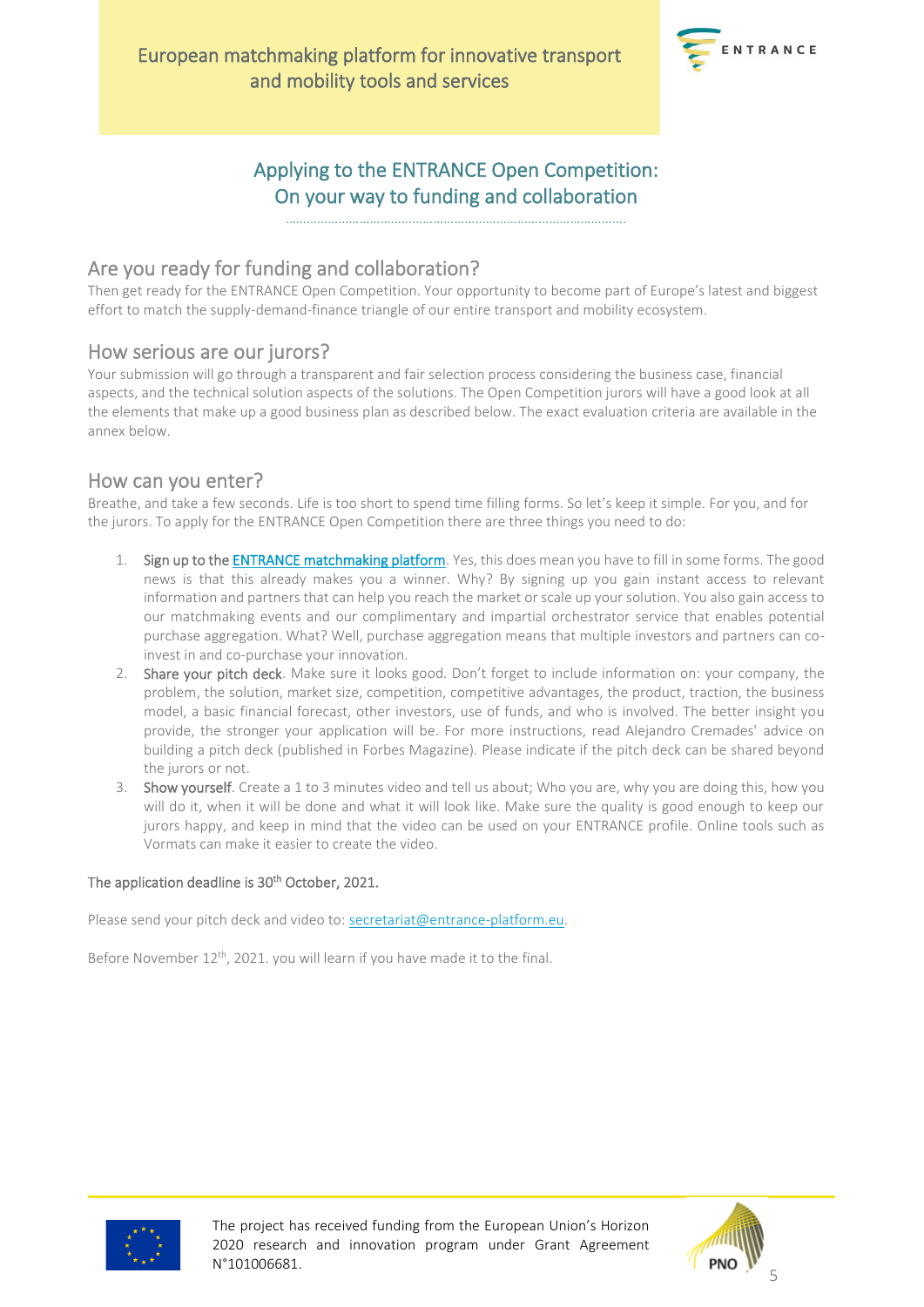European matchmaking platform for innovative transport and mobility tools and services

## Applying to the ENTRANCE Open Competition: On your way to funding and collaboration

### Are you ready for funding and collaboration?

Then get ready for the ENTRANCE Open Competition. Your opportunity to become part of Europe's latest and biggest effort to match the supply-demand-finance triangle of our entire transport and mobility ecosystem.

### How serious are our jurors?

Your submission will go through a transparent and fair selection process considering the business case, financial aspects, and the technical solution aspects of the solutions. The Open Competition jurors will have a good look at all the elements that make up a good business plan as described below. The exact evaluation criteria are available in the annex below.

### How can you enter?

Breathe, and take a few seconds. Life is too short to spend time filling forms. So let's keep it simple. For you, and for the jurors. To apply for the ENTRANCE Open Competition there are three things you need to do:

1. Sign up to the ENTRANCE matchmaking platform. Yes, this does mean you have to fill in some forms. The good news is that this already makes you a winner. Why? By signing up you gain instant access to relevant information and partners that can help you reach the market or scale up your solution. You also gain access to our matchmaking events and our complimentary and impartial orchestrator service that enables potential purchase aggregation. What? Well, purchase aggregation means that multiple investors and partners can co-invest in and co-purchase your innovation.
2. Share your pitch deck. Make sure it looks good. Don't forget to include information on: your company, the problem, the solution, market size, competition, competitive advantages, the product, traction, the business model, a basic financial forecast, other investors, use of funds, and who is involved. The better insight you provide, the stronger your application will be. For more instructions, read Alejandro Cremades' advice on building a pitch deck (published in Forbes Magazine). Please indicate if the pitch deck can be shared beyond the jurors or not.
3. Show yourself. Create a 1 to 3 minutes video and tell us about; Who you are, why you are doing this, how you will do it, when it will be done and what it will look like. Make sure the quality is good enough to keep our jurors happy, and keep in mind that the video can be used on your ENTRANCE profile. Online tools such as Vormats can make it easier to create the video.

The application deadline is 30th October, 2021.

Please send your pitch deck and video to: secretariat@entrance-platform.eu.

Before November 12th, 2021. you will learn if you have made it to the final.

The project has received funding from the European Union's Horizon 2020 research and innovation program under Grant Agreement N°101006681.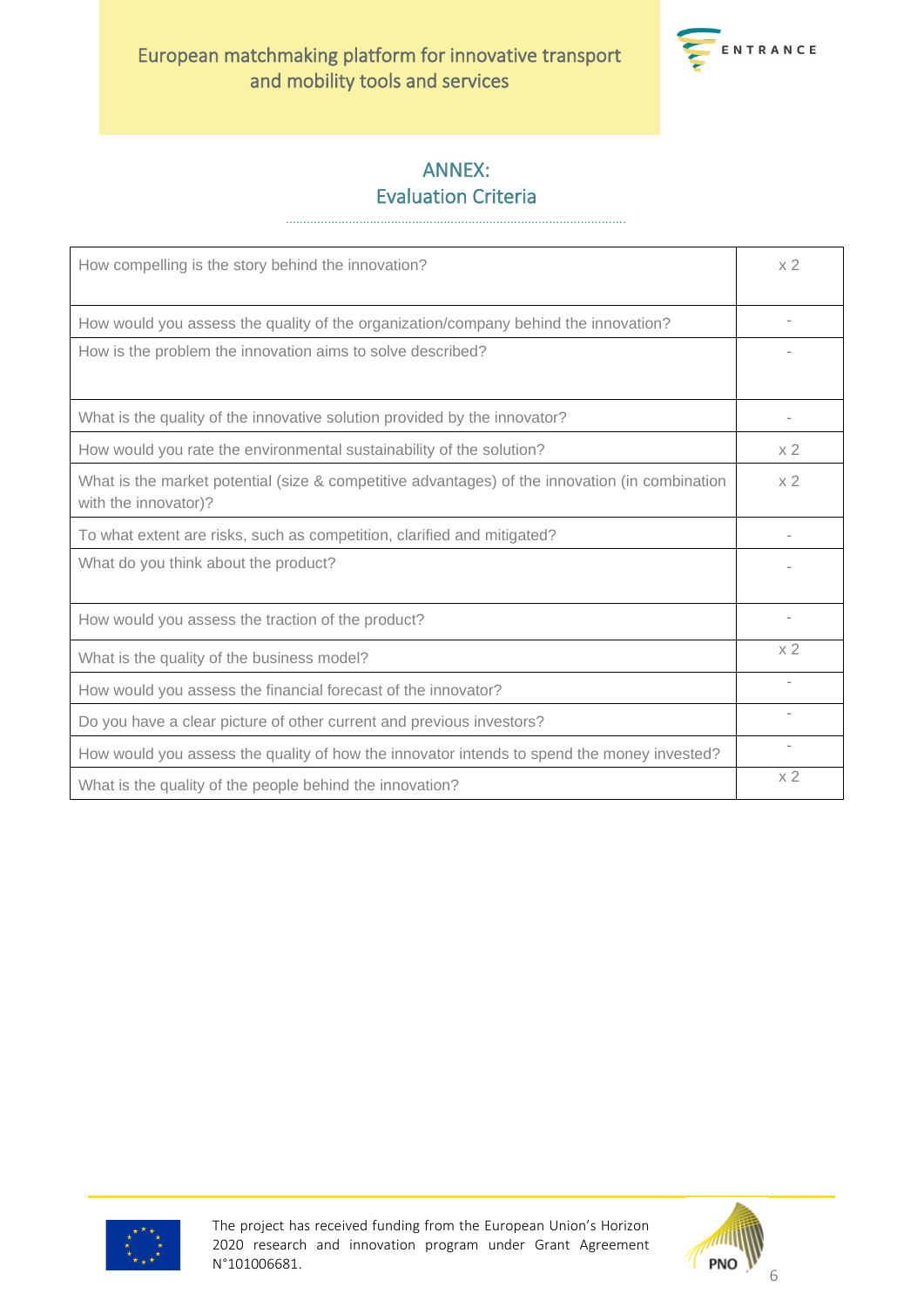# ANNEX:
## Evaluation Criteria

| | |
|---|---|
| How compelling is the story behind the innovation? | x 2 |
| How would you assess the quality of the organization/company behind the innovation? | - |
| How is the problem the innovation aims to solve described? | - |
| What is the quality of the innovative solution provided by the innovator? | - |
| How would you rate the environmental sustainability of the solution? | x 2 |
| What is the market potential (size & competitive advantages) of the innovation (in combination with the innovator)? | x 2 |
| To what extent are risks, such as competition, clarified and mitigated? | - |
| What do you think about the product? | - |
| How would you assess the traction of the product? | - |
| What is the quality of the business model? | x 2 |
| How would you assess the financial forecast of the innovator? | - |
| Do you have a clear picture of other current and previous investors? | - |
| How would you assess the quality of how the innovator intends to spend the money invested? | - |
| What is the quality of the people behind the innovation? | x 2 |